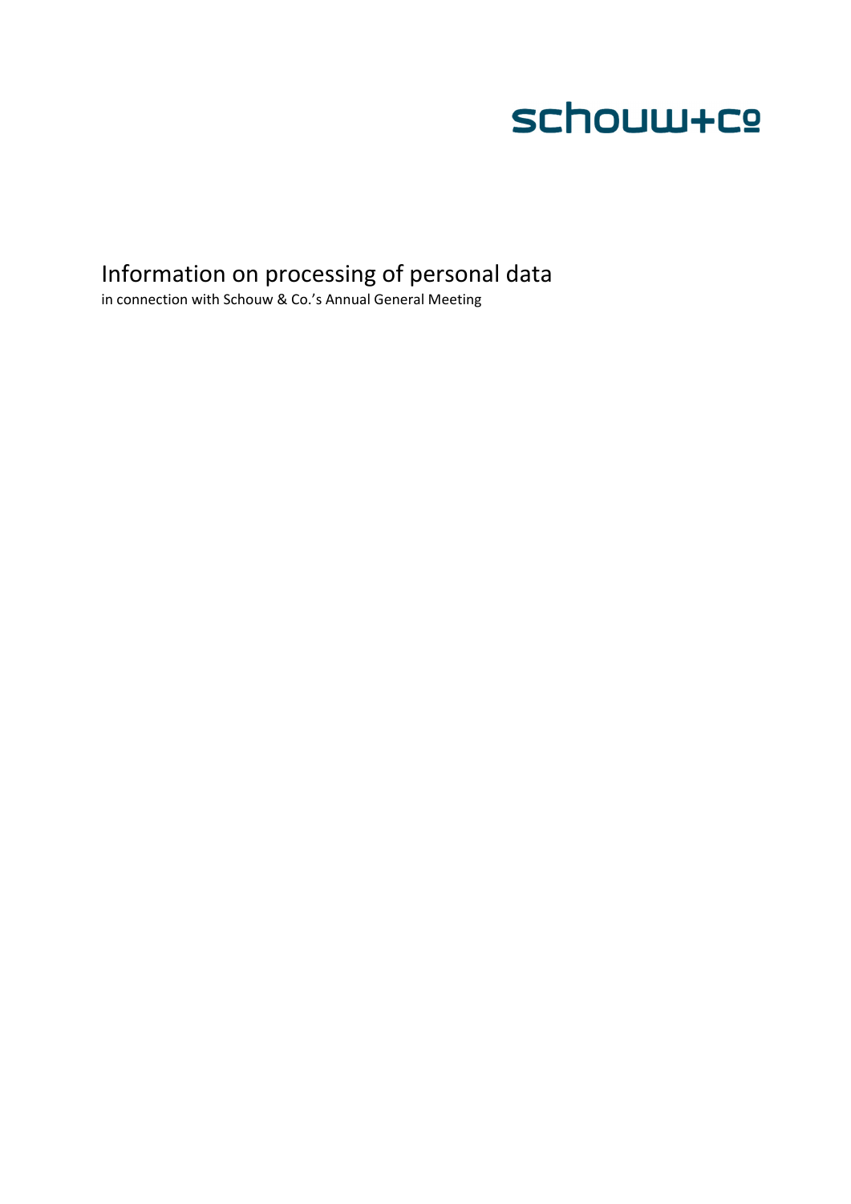schouw+co

# Information on processing of personal data

in connection with Schouw & Co.'s Annual General Meeting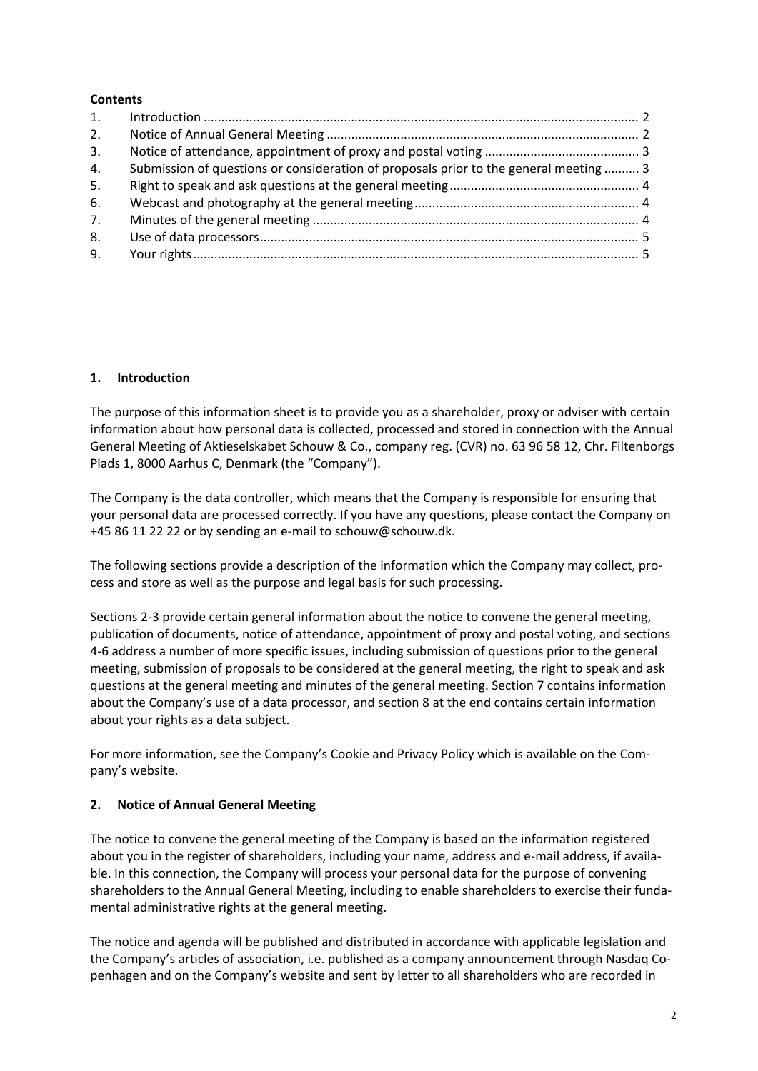**Contents**

| | | |
|---|---|---|
| 1. | Introduction | 2 |
| 2. | Notice of Annual General Meeting | 2 |
| 3. | Notice of attendance, appointment of proxy and postal voting | 3 |
| 4. | Submission of questions or consideration of proposals prior to the general meeting | 3 |
| 5. | Right to speak and ask questions at the general meeting | 4 |
| 6. | Webcast and photography at the general meeting | 4 |
| 7. | Minutes of the general meeting | 4 |
| 8. | Use of data processors | 5 |
| 9. | Your rights | 5 |

## 1. Introduction

The purpose of this information sheet is to provide you as a shareholder, proxy or adviser with certain information about how personal data is collected, processed and stored in connection with the Annual General Meeting of Aktieselskabet Schouw & Co., company reg. (CVR) no. 63 96 58 12, Chr. Filtenborgs Plads 1, 8000 Aarhus C, Denmark (the "Company").

The Company is the data controller, which means that the Company is responsible for ensuring that your personal data are processed correctly. If you have any questions, please contact the Company on +45 86 11 22 22 or by sending an e-mail to schouw@schouw.dk.

The following sections provide a description of the information which the Company may collect, process and store as well as the purpose and legal basis for such processing.

Sections 2-3 provide certain general information about the notice to convene the general meeting, publication of documents, notice of attendance, appointment of proxy and postal voting, and sections 4-6 address a number of more specific issues, including submission of questions prior to the general meeting, submission of proposals to be considered at the general meeting, the right to speak and ask questions at the general meeting and minutes of the general meeting. Section 7 contains information about the Company's use of a data processor, and section 8 at the end contains certain information about your rights as a data subject.

For more information, see the Company's Cookie and Privacy Policy which is available on the Company's website.

## 2. Notice of Annual General Meeting

The notice to convene the general meeting of the Company is based on the information registered about you in the register of shareholders, including your name, address and e-mail address, if available. In this connection, the Company will process your personal data for the purpose of convening shareholders to the Annual General Meeting, including to enable shareholders to exercise their fundamental administrative rights at the general meeting.

The notice and agenda will be published and distributed in accordance with applicable legislation and the Company's articles of association, i.e. published as a company announcement through Nasdaq Copenhagen and on the Company's website and sent by letter to all shareholders who are recorded in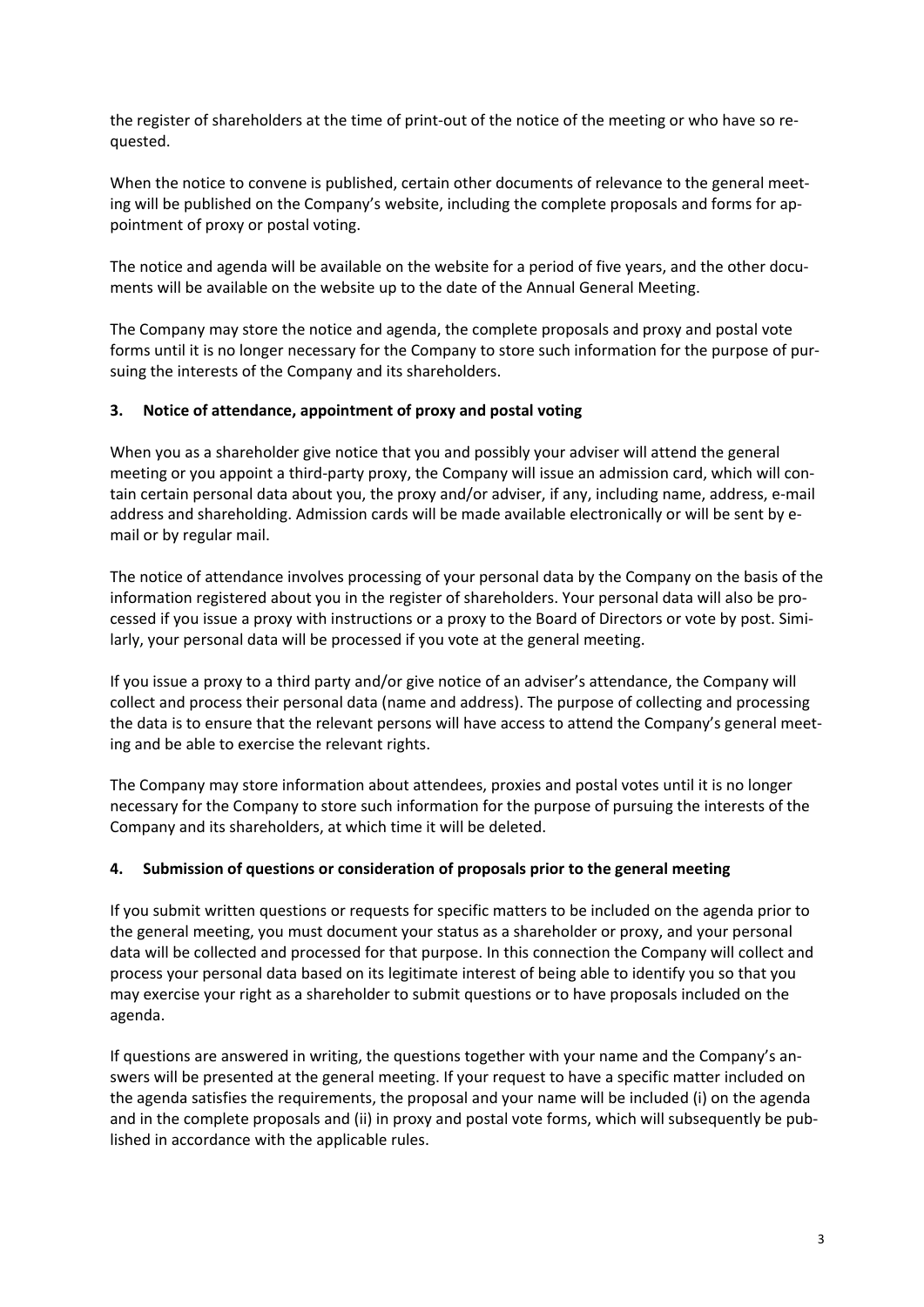the register of shareholders at the time of print-out of the notice of the meeting or who have so requested.

When the notice to convene is published, certain other documents of relevance to the general meeting will be published on the Company's website, including the complete proposals and forms for appointment of proxy or postal voting.

The notice and agenda will be available on the website for a period of five years, and the other documents will be available on the website up to the date of the Annual General Meeting.

The Company may store the notice and agenda, the complete proposals and proxy and postal vote forms until it is no longer necessary for the Company to store such information for the purpose of pursuing the interests of the Company and its shareholders.

## 3. Notice of attendance, appointment of proxy and postal voting

When you as a shareholder give notice that you and possibly your adviser will attend the general meeting or you appoint a third-party proxy, the Company will issue an admission card, which will contain certain personal data about you, the proxy and/or adviser, if any, including name, address, e-mail address and shareholding. Admission cards will be made available electronically or will be sent by e-mail or by regular mail.

The notice of attendance involves processing of your personal data by the Company on the basis of the information registered about you in the register of shareholders. Your personal data will also be processed if you issue a proxy with instructions or a proxy to the Board of Directors or vote by post. Similarly, your personal data will be processed if you vote at the general meeting.

If you issue a proxy to a third party and/or give notice of an adviser's attendance, the Company will collect and process their personal data (name and address). The purpose of collecting and processing the data is to ensure that the relevant persons will have access to attend the Company's general meeting and be able to exercise the relevant rights.

The Company may store information about attendees, proxies and postal votes until it is no longer necessary for the Company to store such information for the purpose of pursuing the interests of the Company and its shareholders, at which time it will be deleted.

## 4. Submission of questions or consideration of proposals prior to the general meeting

If you submit written questions or requests for specific matters to be included on the agenda prior to the general meeting, you must document your status as a shareholder or proxy, and your personal data will be collected and processed for that purpose. In this connection the Company will collect and process your personal data based on its legitimate interest of being able to identify you so that you may exercise your right as a shareholder to submit questions or to have proposals included on the agenda.

If questions are answered in writing, the questions together with your name and the Company's answers will be presented at the general meeting. If your request to have a specific matter included on the agenda satisfies the requirements, the proposal and your name will be included (i) on the agenda and in the complete proposals and (ii) in proxy and postal vote forms, which will subsequently be published in accordance with the applicable rules.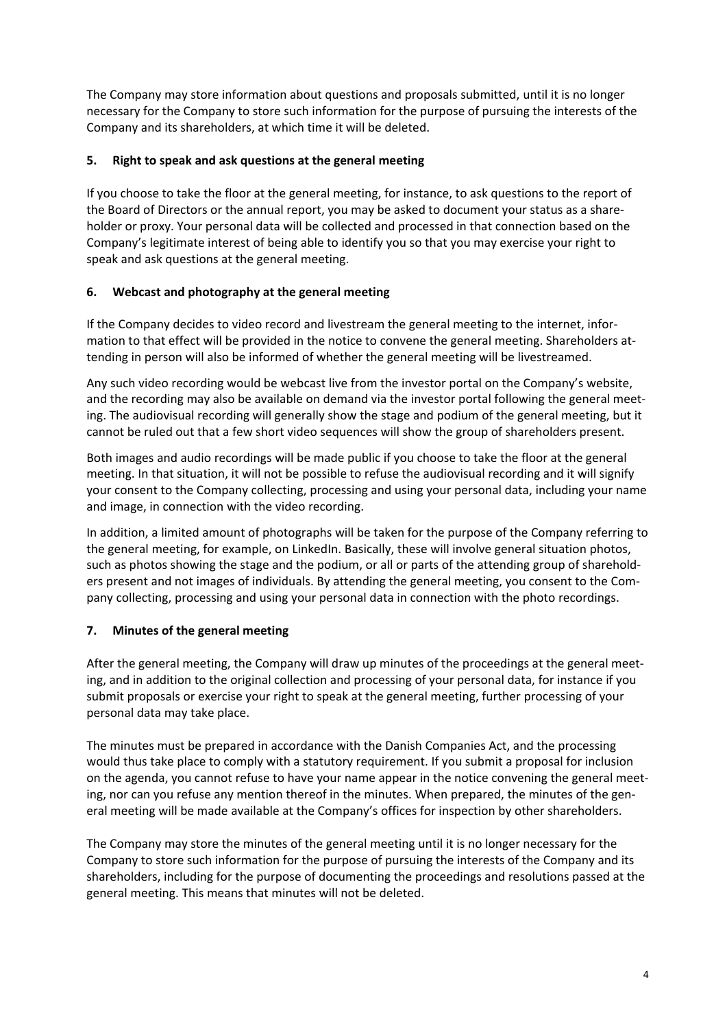The Company may store information about questions and proposals submitted, until it is no longer necessary for the Company to store such information for the purpose of pursuing the interests of the Company and its shareholders, at which time it will be deleted.

## 5. Right to speak and ask questions at the general meeting

If you choose to take the floor at the general meeting, for instance, to ask questions to the report of the Board of Directors or the annual report, you may be asked to document your status as a shareholder or proxy. Your personal data will be collected and processed in that connection based on the Company's legitimate interest of being able to identify you so that you may exercise your right to speak and ask questions at the general meeting.

## 6. Webcast and photography at the general meeting

If the Company decides to video record and livestream the general meeting to the internet, information to that effect will be provided in the notice to convene the general meeting. Shareholders attending in person will also be informed of whether the general meeting will be livestreamed.

Any such video recording would be webcast live from the investor portal on the Company's website, and the recording may also be available on demand via the investor portal following the general meeting. The audiovisual recording will generally show the stage and podium of the general meeting, but it cannot be ruled out that a few short video sequences will show the group of shareholders present.

Both images and audio recordings will be made public if you choose to take the floor at the general meeting. In that situation, it will not be possible to refuse the audiovisual recording and it will signify your consent to the Company collecting, processing and using your personal data, including your name and image, in connection with the video recording.

In addition, a limited amount of photographs will be taken for the purpose of the Company referring to the general meeting, for example, on LinkedIn. Basically, these will involve general situation photos, such as photos showing the stage and the podium, or all or parts of the attending group of shareholders present and not images of individuals. By attending the general meeting, you consent to the Company collecting, processing and using your personal data in connection with the photo recordings.

## 7. Minutes of the general meeting

After the general meeting, the Company will draw up minutes of the proceedings at the general meeting, and in addition to the original collection and processing of your personal data, for instance if you submit proposals or exercise your right to speak at the general meeting, further processing of your personal data may take place.

The minutes must be prepared in accordance with the Danish Companies Act, and the processing would thus take place to comply with a statutory requirement. If you submit a proposal for inclusion on the agenda, you cannot refuse to have your name appear in the notice convening the general meeting, nor can you refuse any mention thereof in the minutes. When prepared, the minutes of the general meeting will be made available at the Company's offices for inspection by other shareholders.

The Company may store the minutes of the general meeting until it is no longer necessary for the Company to store such information for the purpose of pursuing the interests of the Company and its shareholders, including for the purpose of documenting the proceedings and resolutions passed at the general meeting. This means that minutes will not be deleted.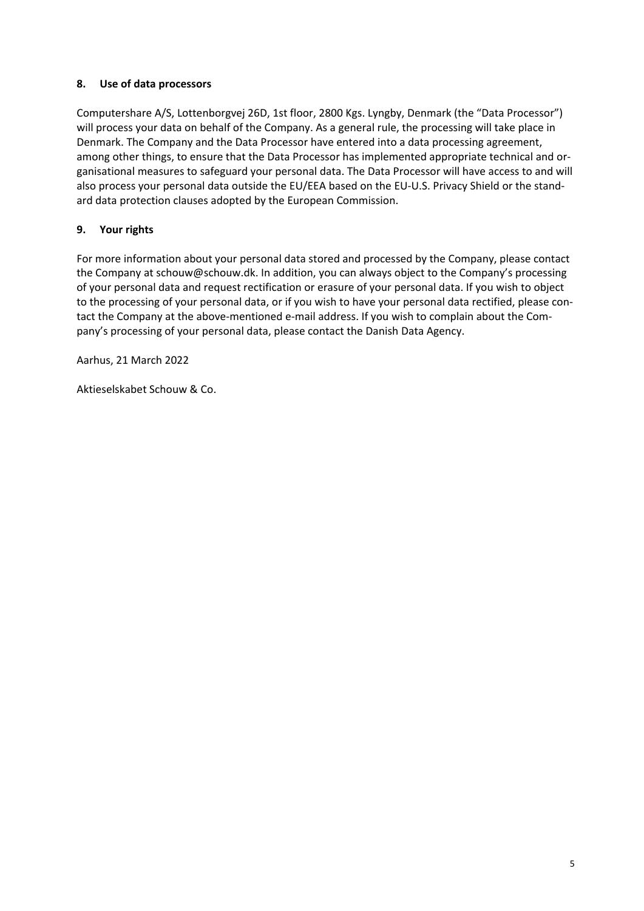## 8. Use of data processors

Computershare A/S, Lottenborgvej 26D, 1st floor, 2800 Kgs. Lyngby, Denmark (the "Data Processor") will process your data on behalf of the Company. As a general rule, the processing will take place in Denmark. The Company and the Data Processor have entered into a data processing agreement, among other things, to ensure that the Data Processor has implemented appropriate technical and organisational measures to safeguard your personal data. The Data Processor will have access to and will also process your personal data outside the EU/EEA based on the EU-U.S. Privacy Shield or the standard data protection clauses adopted by the European Commission.

## 9. Your rights

For more information about your personal data stored and processed by the Company, please contact the Company at schouw@schouw.dk. In addition, you can always object to the Company's processing of your personal data and request rectification or erasure of your personal data. If you wish to object to the processing of your personal data, or if you wish to have your personal data rectified, please contact the Company at the above-mentioned e-mail address. If you wish to complain about the Company's processing of your personal data, please contact the Danish Data Agency.

Aarhus, 21 March 2022

Aktieselskabet Schouw & Co.